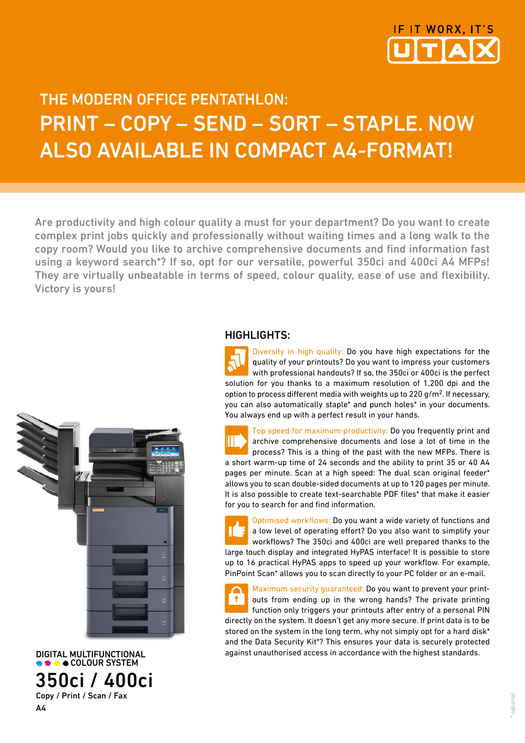IF IT WORX, IT'S UTAX

# THE MODERN OFFICE PENTATHLON:
# PRINT – COPY – SEND – SORT – STAPLE. NOW ALSO AVAILABLE IN COMPACT A4-FORMAT!

Are productivity and high colour quality a must for your department? Do you want to create complex print jobs quickly and professionally without waiting times and a long walk to the copy room? Would you like to archive comprehensive documents and find information fast using a keyword search*? If so, opt for our versatile, powerful 350ci and 400ci A4 MFPs! They are virtually unbeatable in terms of speed, colour quality, ease of use and flexibility. Victory is yours!

## HIGHLIGHTS:

**Diversity in high quality:** Do you have high expectations for the quality of your printouts? Do you want to impress your customers with professional handouts? If so, the 350ci or 400ci is the perfect solution for you thanks to a maximum resolution of 1,200 dpi and the option to process different media with weights up to 220 g/m$^2$. If necessary, you can also automatically staple* and punch holes* in your documents. You always end up with a perfect result in your hands.

**Top speed for maximum productivity:** Do you frequently print and archive comprehensive documents and lose a lot of time in the process? This is a thing of the past with the new MFPs. There is a short warm-up time of 24 seconds and the ability to print 35 or 40 A4 pages per minute. Scan at a high speed: The dual scan original feeder* allows you to scan double-sided documents at up to 120 pages per minute. It is also possible to create text-searchable PDF files* that make it easier for you to search for and find information.

**Optimised workflows:** Do you want a wide variety of functions and a low level of operating effort? Do you also want to simplify your workflows? The 350ci and 400ci are well prepared thanks to the large touch display and integrated HyPAS interface! It is possible to store up to 16 practical HyPAS apps to speed up your workflow. For example, PinPoint Scan* allows you to scan directly to your PC folder or an e-mail.

**Maximum security guaranteed:** Do you want to prevent your printouts from ending up in the wrong hands? The private printing function only triggers your printouts after entry of a personal PIN directly on the system. It doesn't get any more secure. If print data is to be stored on the system in the long term, why not simply opt for a hard disk* and the Data Security Kit*? This ensures your data is securely protected against unauthorised access in accordance with the highest standards.

DIGITAL MULTIFUNCTIONAL COLOUR SYSTEM

# 350ci / 400ci

Copy / Print / Scan / Fax

A4

* optional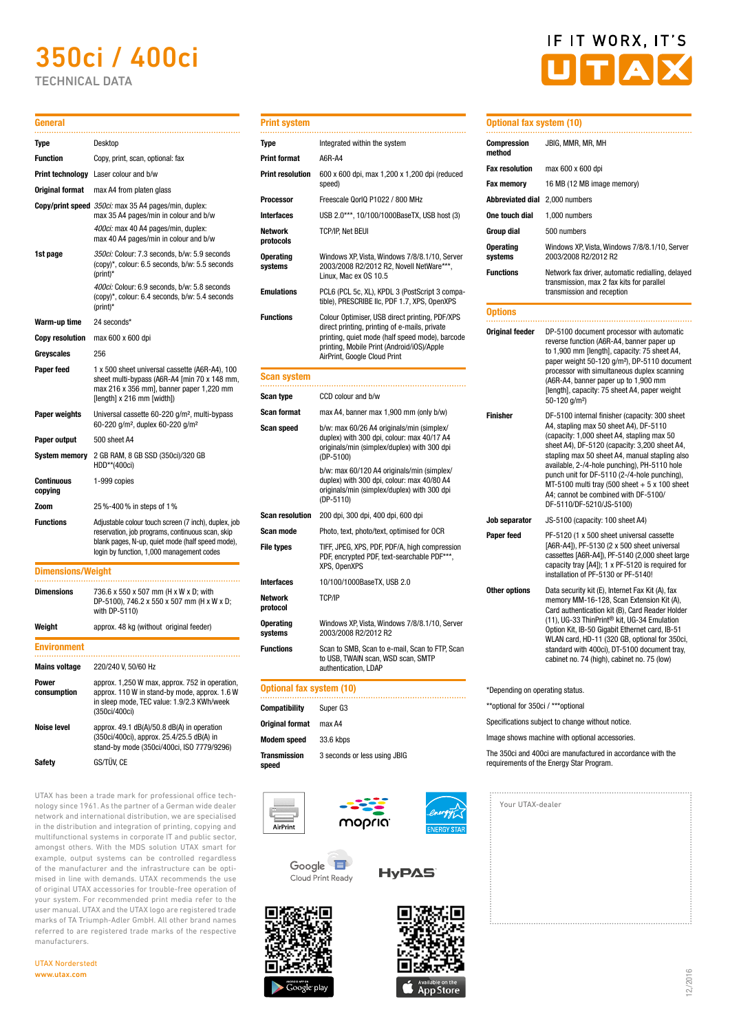# 350ci / 400ci

TECHNICAL DATA

IF IT WORX, IT'S UTAX

## General

| | |
|---|---|
| **Type** | Desktop |
| **Function** | Copy, print, scan, optional: fax |
| **Print technology** | Laser colour and b/w |
| **Original format** | max A4 from platen glass |
| **Copy/print speed** | *350ci:* max 35 A4 pages/min, duplex: max 35 A4 pages/min in colour and b/w<br>*400ci:* max 40 A4 pages/min, duplex: max 40 A4 pages/min in colour and b/w |
| **1st page** | *350ci:* Colour: 7.3 seconds, b/w: 5.9 seconds (copy)*, colour: 6.5 seconds, b/w: 5.5 seconds (print)*<br>*400ci:* Colour: 6.9 seconds, b/w: 5.8 seconds (copy)*, colour: 6.4 seconds, b/w: 5.4 seconds (print)* |
| **Warm-up time** | 24 seconds* |
| **Copy resolution** | max 600 x 600 dpi |
| **Greyscales** | 256 |
| **Paper feed** | 1 x 500 sheet universal cassette (A6R-A4), 100 sheet multi-bypass (A6R-A4 [min 70 x 148 mm, max 216 x 356 mm], banner paper 1,220 mm [length] x 216 mm [width]) |
| **Paper weights** | Universal cassette 60-220 g/m², multi-bypass 60-220 g/m², duplex 60-220 g/m² |
| **Paper output** | 500 sheet A4 |
| **System memory** | 2 GB RAM, 8 GB SSD (350ci)/320 GB HDD**(400ci) |
| **Continuous copying** | 1-999 copies |
| **Zoom** | 25 %-400 % in steps of 1 % |
| **Functions** | Adjustable colour touch screen (7 inch), duplex, job reservation, job programs, continuous scan, skip blank pages, N-up, quiet mode (half speed mode), login by function, 1,000 management codes |

## Dimensions/Weight

| | |
|---|---|
| **Dimensions** | 736.6 x 550 x 507 mm (H x W x D; with DP-5100), 746.2 x 550 x 507 mm (H x W x D; with DP-5110) |
| **Weight** | approx. 48 kg (without original feeder) |

## Environment

| | |
|---|---|
| **Mains voltage** | 220/240 V, 50/60 Hz |
| **Power consumption** | approx. 1,250 W max, approx. 752 in operation, approx. 110 W in stand-by mode, approx. 1.6 W in sleep mode, TEC value: 1.9/2.3 KWh/week (350ci/400ci) |
| **Noise level** | approx. 49.1 dB(A)/50.8 dB(A) in operation (350ci/400ci), approx. 25.4/25.5 dB(A) in stand-by mode (350ci/400ci, ISO 7779/9296) |
| **Safety** | GS/TÜV, CE |

UTAX has been a trade mark for professional office technology since 1961. As the partner of a German wide dealer network and international distribution, we are specialised in the distribution and integration of printing, copying and multifunctional systems in corporate IT and public sector, amongst others. With the MDS solution UTAX smart for example, output systems can be controlled regardless of the manufacturer and the infrastructure can be optimised in line with demands. UTAX recommends the use of original UTAX accessories for trouble-free operation of your system. For recommended print media refer to the user manual. UTAX and the UTAX logo are registered trade marks of TA Triumph-Adler GmbH. All other brand names referred to are registered trade marks of the respective manufacturers.

UTAX Norderstedt
www.utax.com

## Print system

| | |
|---|---|
| **Type** | Integrated within the system |
| **Print format** | A6R-A4 |
| **Print resolution** | 600 x 600 dpi, max 1,200 x 1,200 dpi (reduced speed) |
| **Processor** | Freescale QorIQ P1022 / 800 MHz |
| **Interfaces** | USB 2.0***, 10/100/1000BaseTX, USB host (3) |
| **Network protocols** | TCP/IP, Net BEUI |
| **Operating systems** | Windows XP, Vista, Windows 7/8/8.1/10, Server 2003/2008 R2/2012 R2, Novell NetWare***, Linux, Mac ex OS 10.5 |
| **Emulations** | PCL6 (PCL 5c, XL), KPDL 3 (PostScript 3 compatible), PRESCRIBE IIc, PDF 1.7, XPS, OpenXPS |
| **Functions** | Colour Optimiser, USB direct printing, PDF/XPS direct printing, printing of e-mails, private printing, Mobile Print (Android/iOS)/Apple AirPrint, Google Cloud Print; quiet mode (half speed mode), barcode printing |

## Scan system

| | |
|---|---|
| **Scan type** | CCD colour and b/w |
| **Scan format** | max A4, banner max 1,900 mm (only b/w) |
| **Scan speed** | b/w: max 60/26 A4 originals/min (simplex/duplex) with 300 dpi, colour: max 40/17 A4 originals/min (simplex/duplex) with 300 dpi (DP-5100)<br>b/w: max 60/120 A4 originals/min (simplex/duplex) with 300 dpi, colour: max 40/80 A4 originals/min (simplex/duplex) with 300 dpi (DP-5110) |
| **Scan resolution** | 200 dpi, 300 dpi, 400 dpi, 600 dpi |
| **Scan mode** | Photo, text, photo/text, optimised for OCR |
| **File types** | TIFF, JPEG, XPS, PDF, PDF/A, high compression PDF, encrypted PDF, text-searchable PDF***, XPS, OpenXPS |
| **Interfaces** | 10/100/1000BaseTX, USB 2.0 |
| **Network protocol** | TCP/IP |
| **Operating systems** | Windows XP, Vista, Windows 7/8/8.1/10, Server 2003/2008 R2/2012 R2 |
| **Functions** | Scan to SMB, Scan to e-mail, Scan to FTP, Scan to USB, TWAIN scan, WSD scan, SMTP authentication, LDAP |

## Optional fax system (10)

| | |
|---|---|
| **Compatibility** | Super G3 |
| **Original format** | max A4 |
| **Modem speed** | 33.6 kbps |
| **Transmission speed** | 3 seconds or less using JBIG |

AirPrint · mopria · ENERGY STAR · Google Cloud Print Ready · HyPAS

Google play · App Store

## Optional fax system (10)

| | |
|---|---|
| **Compression method** | JBIG, MMR, MR, MH |
| **Fax resolution** | max 600 x 600 dpi |
| **Fax memory** | 16 MB (12 MB image memory) |
| **Abbreviated dial** | 2,000 numbers |
| **One touch dial** | 1,000 numbers |
| **Group dial** | 500 numbers |
| **Operating systems** | Windows XP, Vista, Windows 7/8/8.1/10, Server 2003/2008 R2/2012 R2 |
| **Functions** | Network fax driver, automatic redialling, delayed transmission, max 2 fax kits for parallel transmission and reception |

## Options

| | |
|---|---|
| **Original feeder** | DP-5100 document processor with automatic reverse function (A6R-A4, banner paper up to 1,900 mm [length], capacity: 75 sheet A4, paper weight 50-120 g/m²), DP-5110 document processor with simultaneous duplex scanning (A6R-A4, banner paper up to 1,900 mm [length], capacity: 75 sheet A4, paper weight 50-120 g/m²) |
| **Finisher** | DF-5100 internal finisher (capacity: 300 sheet A4, stapling max 50 sheet A4), DF-5110 (capacity: 1,000 sheet A4, stapling max 50 sheet A4), DF-5120 (capacity: 3,200 sheet A4, stapling max 50 sheet A4, manual stapling also available, 2-/4-hole punching), PH-5110 hole punch unit for DF-5110 (2-/4-hole punching), MT-5100 multi tray (500 sheet + 5 x 100 sheet A4; cannot be combined with DF-5100/DF-5110/DF-5210/JS-5100) |
| **Job separator** | JS-5100 (capacity: 100 sheet A4) |
| **Paper feed** | PF-5120 (1 x 500 sheet universal cassette [A6R-A4]), PF-5130 (2 x 500 sheet universal cassettes [A6R-A4]), PF-5140 (2,000 sheet large capacity tray [A4]); 1 x PF-5120 is required for installation of PF-5130 or PF-5140! |
| **Other options** | Data security kit (E), Internet Fax Kit (A), fax memory MM-16-128, Scan Extension Kit (A), Card authentication kit (B), Card Reader Holder (11), UG-33 ThinPrint® kit, UG-34 Emulation Option Kit, IB-50 Gigabit Ethernet card, IB-51 WLAN card, HD-11 (320 GB, optional for 350ci, standard with 400ci), DT-5100 document tray, cabinet no. 74 (high), cabinet no. 75 (low) |

*Depending on operating status.

**optional for 350ci / ***optional

Specifications subject to change without notice.

Image shows machine with optional accessories.

The 350ci and 400ci are manufactured in accordance with the requirements of the Energy Star Program.

Your UTAX-dealer

12/2016